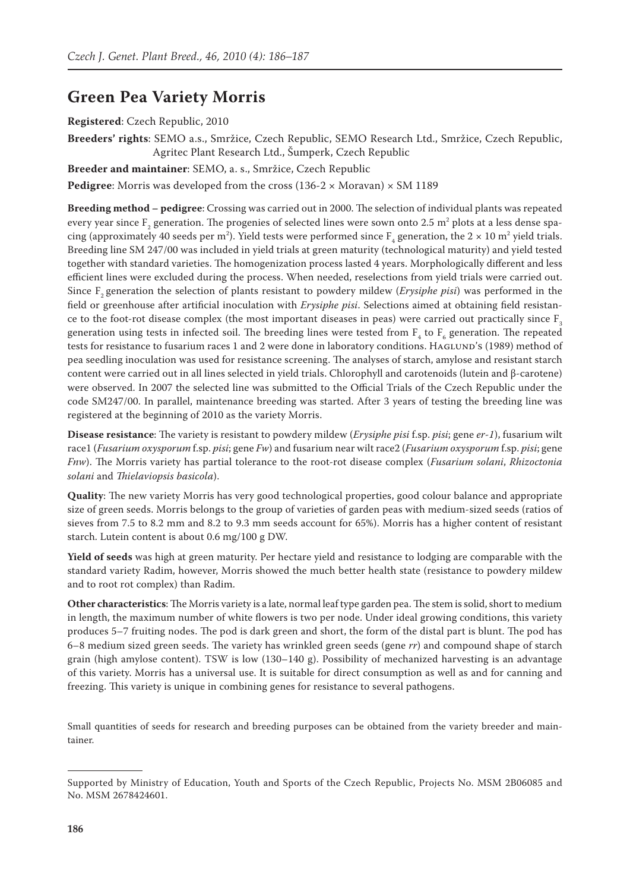# Green Pea Variety Morris

**Registered**: Czech Republic, 2010

**Breeders' rights**: SEMO a.s., Smržice, Czech Republic, SEMO Research Ltd., Smržice, Czech Republic, Agritec Plant Research Ltd., Šumperk, Czech Republic

**Breeder and maintainer**: SEMO, a. s., Smržice, Czech Republic

**Pedigree**: Morris was developed from the cross (136-2 × Moravan) × SM 1189

**Breeding method – pedigree**: Crossing was carried out in 2000. The selection of individual plants was repeated every year since $F_2$ generation. The progenies of selected lines were sown onto 2.5 $m^2$ plots at a less dense spacing (approximately 40 seeds per $m^2$). Yield tests were performed since $F_4$ generation, the 2 × 10 $m^2$ yield trials. Breeding line SM 247/00 was included in yield trials at green maturity (technological maturity) and yield tested together with standard varieties. The homogenization process lasted 4 years. Morphologically different and less efficient lines were excluded during the process. When needed, reselections from yield trials were carried out. Since $F_2$ generation the selection of plants resistant to powdery mildew (*Erysiphe pisi*) was performed in the field or greenhouse after artificial inoculation with *Erysiphe pisi*. Selections aimed at obtaining field resistance to the foot-rot disease complex (the most important diseases in peas) were carried out practically since $F_3$ generation using tests in infected soil. The breeding lines were tested from $F_4$ to $F_6$ generation. The repeated tests for resistance to fusarium races 1 and 2 were done in laboratory conditions. Haglund's (1989) method of pea seedling inoculation was used for resistance screening. The analyses of starch, amylose and resistant starch content were carried out in all lines selected in yield trials. Chlorophyll and carotenoids (lutein and β-carotene) were observed. In 2007 the selected line was submitted to the Official Trials of the Czech Republic under the code SM247/00. In parallel, maintenance breeding was started. After 3 years of testing the breeding line was registered at the beginning of 2010 as the variety Morris.

**Disease resistance**: The variety is resistant to powdery mildew (*Erysiphe pisi* f.sp. *pisi*; gene *er-1*), fusarium wilt race1 (*Fusarium oxysporum* f.sp. *pisi*; gene *Fw*) and fusarium near wilt race2 (*Fusarium oxysporum* f.sp. *pisi*; gene *Fnw*). The Morris variety has partial tolerance to the root-rot disease complex (*Fusarium solani*, *Rhizoctonia solani* and *Thielaviopsis basicola*).

**Quality**: The new variety Morris has very good technological properties, good colour balance and appropriate size of green seeds. Morris belongs to the group of varieties of garden peas with medium-sized seeds (ratios of sieves from 7.5 to 8.2 mm and 8.2 to 9.3 mm seeds account for 65%). Morris has a higher content of resistant starch. Lutein content is about 0.6 mg/100 g DW.

**Yield of seeds** was high at green maturity. Per hectare yield and resistance to lodging are comparable with the standard variety Radim, however, Morris showed the much better health state (resistance to powdery mildew and to root rot complex) than Radim.

**Other characteristics**: The Morris variety is a late, normal leaf type garden pea. The stem is solid, short to medium in length, the maximum number of white flowers is two per node. Under ideal growing conditions, this variety produces 5–7 fruiting nodes. The pod is dark green and short, the form of the distal part is blunt. The pod has 6–8 medium sized green seeds. The variety has wrinkled green seeds (gene *rr*) and compound shape of starch grain (high amylose content). TSW is low (130–140 g). Possibility of mechanized harvesting is an advantage of this variety. Morris has a universal use. It is suitable for direct consumption as well as and for canning and freezing. This variety is unique in combining genes for resistance to several pathogens.

Small quantities of seeds for research and breeding purposes can be obtained from the variety breeder and maintainer.

---

Supported by Ministry of Education, Youth and Sports of the Czech Republic, Projects No. MSM 2B06085 and No. MSM 2678424601.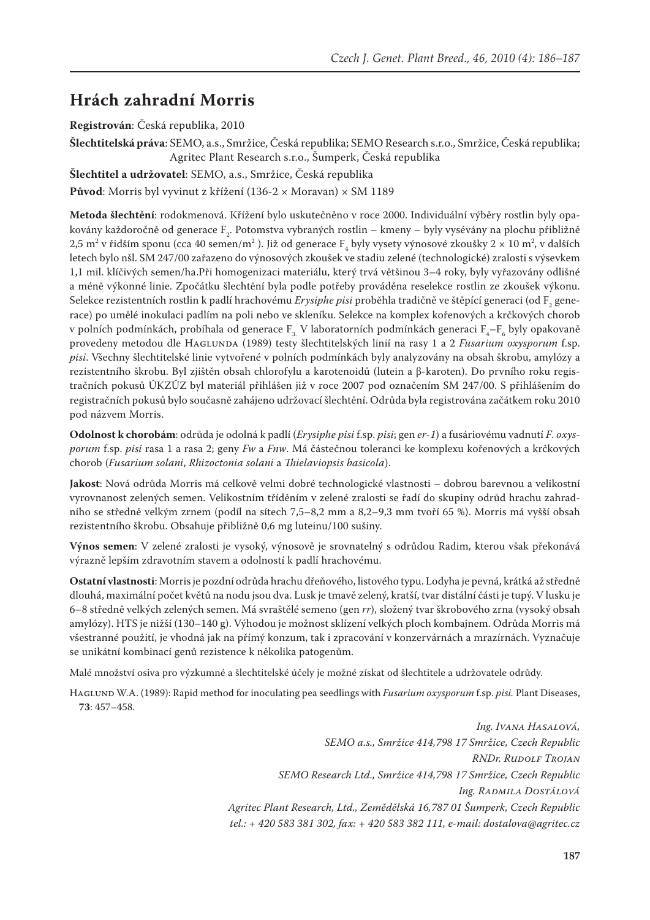## Hrách zahradní Morris

**Registrován**: Česká republika, 2010

**Šlechtitelská práva**: SEMO, a.s., Smržice, Česká republika; SEMO Research s.r.o., Smržice, Česká republika; Agritec Plant Research s.r.o., Šumperk, Česká republika

**Šlechtitel a udržovatel**: SEMO, a.s., Smržice, Česká republika

**Původ**: Morris byl vyvinut z křížení (136-2 × Moravan) × SM 1189

**Metoda šlechtění**: rodokmenová. Křížení bylo uskutečněno v roce 2000. Individuální výběry rostlin byly opakovány každoročně od generace $F_2$. Potomstva vybraných rostlin – kmeny – byly vysévány na plochu přibližně 2,5 $m^2$ v řidším sponu (cca 40 semen/$m^2$ ). Již od generace $F_4$ byly vysety výnosové zkoušky 2 × 10 $m^2$, v dalších letech bylo nšl. SM 247/00 zařazeno do výnosových zkoušek ve stadiu zelené (technologické) zralosti s výsevkem 1,1 mil. klíčivých semen/ha.Při homogenizaci materiálu, který trvá většinou 3–4 roky, byly vyřazovány odlišné a méně výkonné linie. Zpočátku šlechtění byla podle potřeby prováděna reselekce rostlin ze zkoušek výkonu. Selekce rezistentních rostlin k padlí hrachovému *Erysiphe pisi* proběhla tradičně ve štěpící generaci (od $F_2$ generace) po umělé inokulaci padlím na poli nebo ve skleníku. Selekce na komplex kořenových a krčkových chorob v polních podmínkách, probíhala od generace $F_3$. V laboratorních podmínkách generací $F_4$–$F_6$ byly opakovaně provedeny metodou dle Haglunda (1989) testy šlechtitelských linií na rasy 1 a 2 *Fusarium oxysporum* f.sp. *pisi*. Všechny šlechtitelské linie vytvořené v polních podmínkách byly analyzovány na obsah škrobu, amylózy a rezistentního škrobu. Byl zjištěn obsah chlorofylu a karotenoidů (lutein a β-karoten). Do prvního roku registračních pokusů ÚKZÚZ byl materiál přihlášen již v roce 2007 pod označením SM 247/00. S přihlášením do registračních pokusů bylo současně zahájeno udržovací šlechtění. Odrůda byla registrována začátkem roku 2010 pod názvem Morris.

**Odolnost k chorobám**: odrůda je odolná k padlí (*Erysiphe pisi* f.sp. *pisi*; gen *er-1*) a fusáriovému vadnutí *F. oxysporum* f.sp. *pisi* rasa 1 a rasa 2; geny *Fw* a *Fnw*. Má částečnou toleranci ke komplexu kořenových a krčkových chorob (*Fusarium solani*, *Rhizoctonia solani* a *Thielaviopsis basicola*).

**Jakost**: Nová odrůda Morris má celkově velmi dobré technologické vlastnosti – dobrou barevnou a velikostní vyrovnanost zelených semen. Velikostním tříděním v zelené zralosti se řadí do skupiny odrůd hrachu zahradního se středně velkým zrnem (podíl na sítech 7,5–8,2 mm a 8,2–9,3 mm tvoří 65 %). Morris má vyšší obsah rezistentního škrobu. Obsahuje přibližně 0,6 mg luteinu/100 sušiny.

**Výnos semen**: V zelené zralosti je vysoký, výnosově je srovnatelný s odrůdou Radim, kterou však překonává výrazně lepším zdravotním stavem a odolností k padlí hrachovému.

**Ostatní vlastnosti**: Morris je pozdní odrůda hrachu dřeňového, listového typu. Lodyha je pevná, krátká až středně dlouhá, maximální počet květů na nodu jsou dva. Lusk je tmavě zelený, kratší, tvar distální části je tupý. V lusku je 6–8 středně velkých zelených semen. Má svraštělé semeno (gen *rr*), složený tvar škrobového zrna (vysoký obsah amylózy). HTS je nižší (130–140 g). Výhodou je možnost sklízení velkých ploch kombajnem. Odrůda Morris má všestranné použití, je vhodná jak na přímý konzum, tak i zpracování v konzervárnách a mrazírnách. Vyznačuje se unikátní kombinací genů rezistence k několika patogenům.

Malé množství osiva pro výzkumné a šlechtitelské účely je možné získat od šlechtitele a udržovatele odrůdy.

Haglund W.A. (1989): Rapid method for inoculating pea seedlings with *Fusarium oxysporum* f.sp. *pisi.* Plant Diseases, **73**: 457–458.

*Ing. Ivana Hasalová,*
*SEMO a.s., Smržice 414,798 17 Smržice, Czech Republic*
*RNDr. Rudolf Trojan*
*SEMO Research Ltd., Smržice 414,798 17 Smržice, Czech Republic*
*Ing. Radmila Dostálová*
*Agritec Plant Research, Ltd., Zemědělská 16,787 01 Šumperk, Czech Republic*
*tel.: + 420 583 381 302, fax: + 420 583 382 111, e-mail: dostalova@agritec.cz*